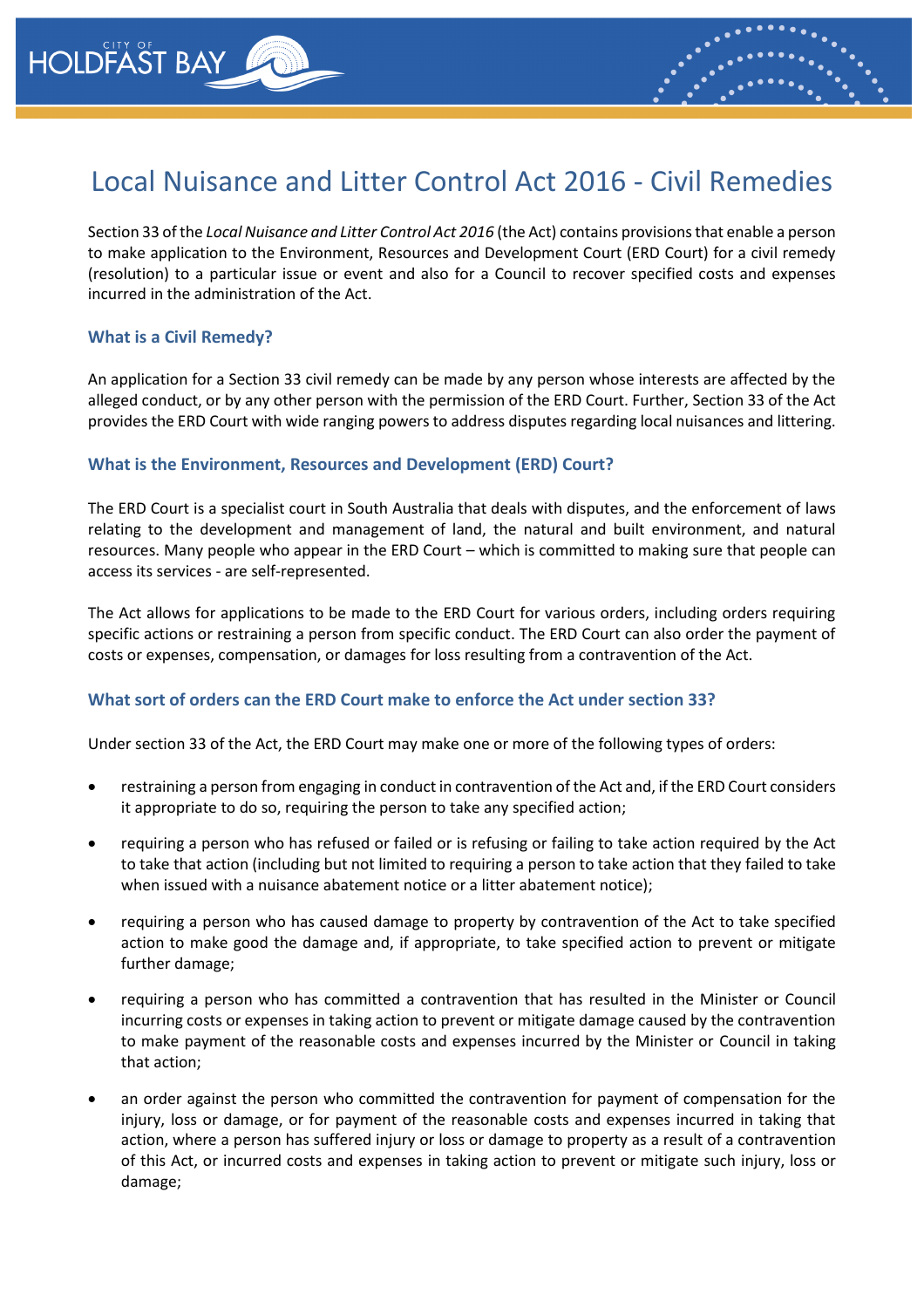# Local Nuisance and Litter Control Act 2016 - Civil Remedies

Section 33 of the *Local Nuisance and Litter Control Act 2016* (the Act) contains provisions that enable a person to make application to the Environment, Resources and Development Court (ERD Court) for a civil remedy (resolution) to a particular issue or event and also for a Council to recover specified costs and expenses incurred in the administration of the Act.

### What is a Civil Remedy?

An application for a Section 33 civil remedy can be made by any person whose interests are affected by the alleged conduct, or by any other person with the permission of the ERD Court. Further, Section 33 of the Act provides the ERD Court with wide ranging powers to address disputes regarding local nuisances and littering.

### What is the Environment, Resources and Development (ERD) Court?

The ERD Court is a specialist court in South Australia that deals with disputes, and the enforcement of laws relating to the development and management of land, the natural and built environment, and natural resources. Many people who appear in the ERD Court – which is committed to making sure that people can access its services - are self-represented.

The Act allows for applications to be made to the ERD Court for various orders, including orders requiring specific actions or restraining a person from specific conduct. The ERD Court can also order the payment of costs or expenses, compensation, or damages for loss resulting from a contravention of the Act.

### What sort of orders can the ERD Court make to enforce the Act under section 33?

Under section 33 of the Act, the ERD Court may make one or more of the following types of orders:

- restraining a person from engaging in conduct in contravention of the Act and, if the ERD Court considers it appropriate to do so, requiring the person to take any specified action;
- requiring a person who has refused or failed or is refusing or failing to take action required by the Act to take that action (including but not limited to requiring a person to take action that they failed to take when issued with a nuisance abatement notice or a litter abatement notice);
- requiring a person who has caused damage to property by contravention of the Act to take specified action to make good the damage and, if appropriate, to take specified action to prevent or mitigate further damage;
- requiring a person who has committed a contravention that has resulted in the Minister or Council incurring costs or expenses in taking action to prevent or mitigate damage caused by the contravention to make payment of the reasonable costs and expenses incurred by the Minister or Council in taking that action;
- an order against the person who committed the contravention for payment of compensation for the injury, loss or damage, or for payment of the reasonable costs and expenses incurred in taking that action, where a person has suffered injury or loss or damage to property as a result of a contravention of this Act, or incurred costs and expenses in taking action to prevent or mitigate such injury, loss or damage;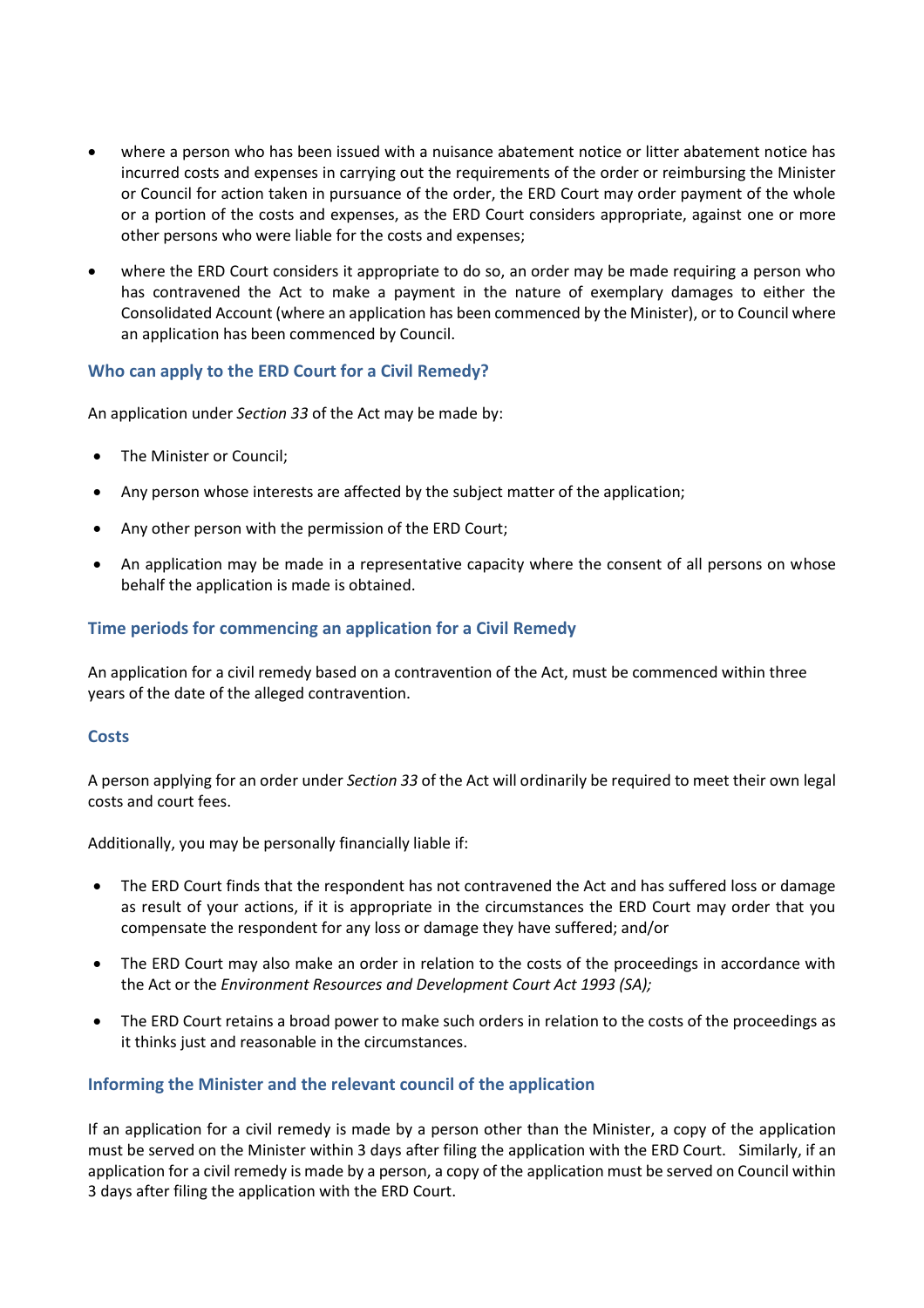- where a person who has been issued with a nuisance abatement notice or litter abatement notice has incurred costs and expenses in carrying out the requirements of the order or reimbursing the Minister or Council for action taken in pursuance of the order, the ERD Court may order payment of the whole or a portion of the costs and expenses, as the ERD Court considers appropriate, against one or more other persons who were liable for the costs and expenses;
- where the ERD Court considers it appropriate to do so, an order may be made requiring a person who has contravened the Act to make a payment in the nature of exemplary damages to either the Consolidated Account (where an application has been commenced by the Minister), or to Council where an application has been commenced by Council.

### Who can apply to the ERD Court for a Civil Remedy?

An application under *Section 33* of the Act may be made by:

- The Minister or Council;
- Any person whose interests are affected by the subject matter of the application;
- Any other person with the permission of the ERD Court;
- An application may be made in a representative capacity where the consent of all persons on whose behalf the application is made is obtained.

### Time periods for commencing an application for a Civil Remedy

An application for a civil remedy based on a contravention of the Act, must be commenced within three years of the date of the alleged contravention.

### Costs

A person applying for an order under *Section 33* of the Act will ordinarily be required to meet their own legal costs and court fees.

Additionally, you may be personally financially liable if:

- The ERD Court finds that the respondent has not contravened the Act and has suffered loss or damage as result of your actions, if it is appropriate in the circumstances the ERD Court may order that you compensate the respondent for any loss or damage they have suffered; and/or
- The ERD Court may also make an order in relation to the costs of the proceedings in accordance with the Act or the *Environment Resources and Development Court Act 1993 (SA);*
- The ERD Court retains a broad power to make such orders in relation to the costs of the proceedings as it thinks just and reasonable in the circumstances.

### Informing the Minister and the relevant council of the application

If an application for a civil remedy is made by a person other than the Minister, a copy of the application must be served on the Minister within 3 days after filing the application with the ERD Court. Similarly, if an application for a civil remedy is made by a person, a copy of the application must be served on Council within 3 days after filing the application with the ERD Court.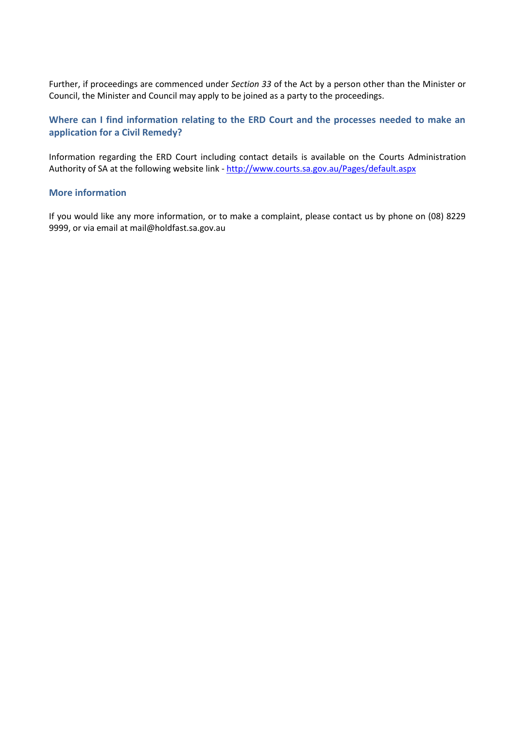Further, if proceedings are commenced under *Section 33* of the Act by a person other than the Minister or Council, the Minister and Council may apply to be joined as a party to the proceedings.

## Where can I find information relating to the ERD Court and the processes needed to make an application for a Civil Remedy?

Information regarding the ERD Court including contact details is available on the Courts Administration Authority of SA at the following website link - [http://www.courts.sa.gov.au/Pages/default.aspx](http://www.courts.sa.gov.au/Pages/default.aspx)

## More information

If you would like any more information, or to make a complaint, please contact us by phone on (08) 8229 9999, or via email at mail@holdfast.sa.gov.au